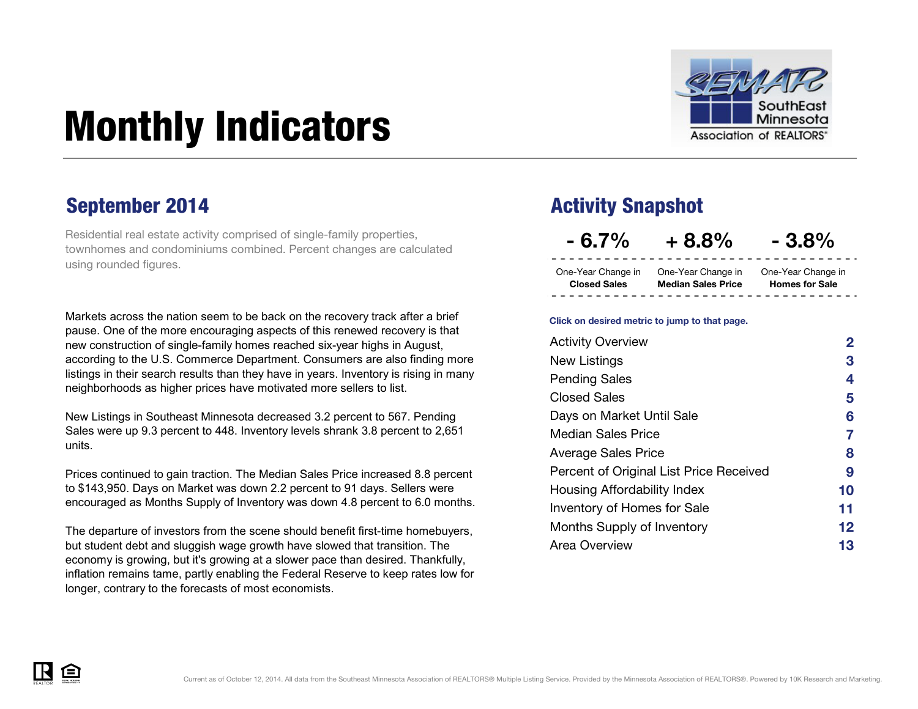# Monthly Indicators

## September 2014

Residential real estate activity comprised of single-family properties, townhomes and condominiums combined. Percent changes are calculated using rounded figures.

Markets across the nation seem to be back on the recovery track after a brief pause. One of the more encouraging aspects of this renewed recovery is that new construction of single-family homes reached six-year highs in August, according to the U.S. Commerce Department. Consumers are also finding more listings in their search results than they have in years. Inventory is rising in many neighborhoods as higher prices have motivated more sellers to list.

New Listings in Southeast Minnesota decreased 3.2 percent to 567. Pending Sales were up 9.3 percent to 448. Inventory levels shrank 3.8 percent to 2,651 units.

Prices continued to gain traction. The Median Sales Price increased 8.8 percent to $143,950. Days on Market was down 2.2 percent to 91 days. Sellers were encouraged as Months Supply of Inventory was down 4.8 percent to 6.0 months.

The departure of investors from the scene should benefit first-time homebuyers, but student debt and sluggish wage growth have slowed that transition. The economy is growing, but it's growing at a slower pace than desired. Thankfully, inflation remains tame, partly enabling the Federal Reserve to keep rates low for longer, contrary to the forecasts of most economists.

## Activity Snapshot

| - 6.7% | + 8.8% | - 3.8% |
|---|---|---|
| One-Year Change in **Closed Sales** | One-Year Change in **Median Sales Price** | One-Year Change in **Homes for Sale** |

**Click on desired metric to jump to that page.**

| | |
|---|---|
| Activity Overview | 2 |
| New Listings | 3 |
| Pending Sales | 4 |
| Closed Sales | 5 |
| Days on Market Until Sale | 6 |
| Median Sales Price | 7 |
| Average Sales Price | 8 |
| Percent of Original List Price Received | 9 |
| Housing Affordability Index | 10 |
| Inventory of Homes for Sale | 11 |
| Months Supply of Inventory | 12 |
| Area Overview | 13 |

Current as of October 12, 2014. All data from the Southeast Minnesota Association of REALTORS® Multiple Listing Service. Provided by the Minnesota Association of REALTORS®. Powered by 10K Research and Marketing.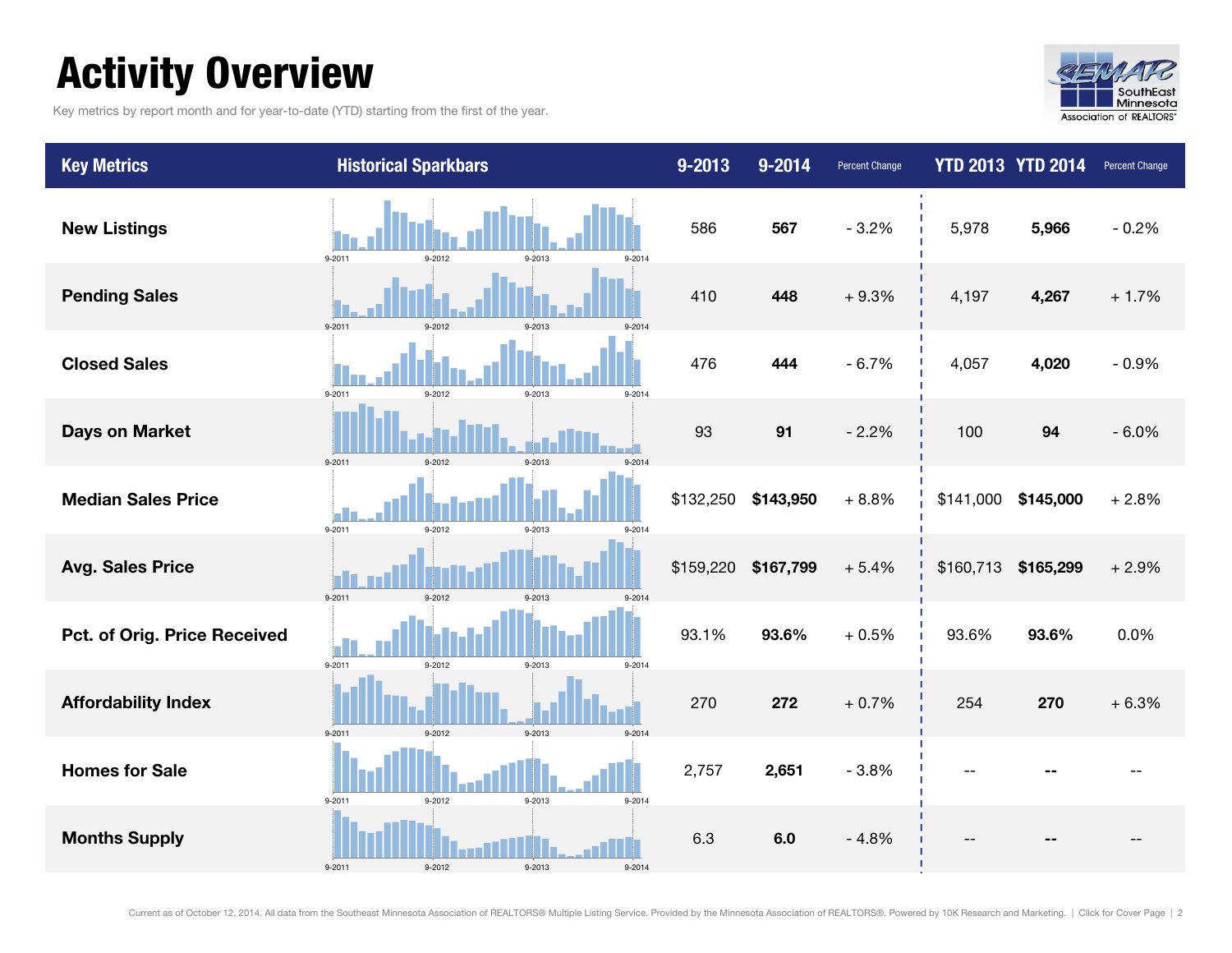# Activity Overview

Key metrics by report month and for year-to-date (YTD) starting from the first of the year.

| Key Metrics | Historical Sparkbars | 9-2013 | 9-2014 | Percent Change | YTD 2013 | YTD 2014 | Percent Change |
|---|---|---|---|---|---|---|---|
| New Listings | 9-2011 9-2012 9-2013 9-2014 | 586 | **567** | - 3.2% | 5,978 | **5,966** | - 0.2% |
| Pending Sales | 9-2011 9-2012 9-2013 9-2014 | 410 | **448** | + 9.3% | 4,197 | **4,267** | + 1.7% |
| Closed Sales | 9-2011 9-2012 9-2013 9-2014 | 476 | **444** | - 6.7% | 4,057 | **4,020** | - 0.9% |
| Days on Market | 9-2011 9-2012 9-2013 9-2014 | 93 | **91** | - 2.2% | 100 | **94** | - 6.0% |
| Median Sales Price | 9-2011 9-2012 9-2013 9-2014 | $132,250 | **$143,950** | + 8.8% | $141,000 | **$145,000** | + 2.8% |
| Avg. Sales Price | 9-2011 9-2012 9-2013 9-2014 | $159,220 | **$167,799** | + 5.4% | $160,713 | **$165,299** | + 2.9% |
| Pct. of Orig. Price Received | 9-2011 9-2012 9-2013 9-2014 | 93.1% | **93.6%** | + 0.5% | 93.6% | **93.6%** | 0.0% |
| Affordability Index | 9-2011 9-2012 9-2013 9-2014 | 270 | **272** | + 0.7% | 254 | **270** | + 6.3% |
| Homes for Sale | 9-2011 9-2012 9-2013 9-2014 | 2,757 | **2,651** | - 3.8% | -- | **--** | -- |
| Months Supply | 9-2011 9-2012 9-2013 9-2014 | 6.3 | **6.0** | - 4.8% | -- | **--** | -- |

Current as of October 12, 2014. All data from the Southeast Minnesota Association of REALTORS® Multiple Listing Service. Provided by the Minnesota Association of REALTORS®. Powered by 10K Research and Marketing. | Click for Cover Page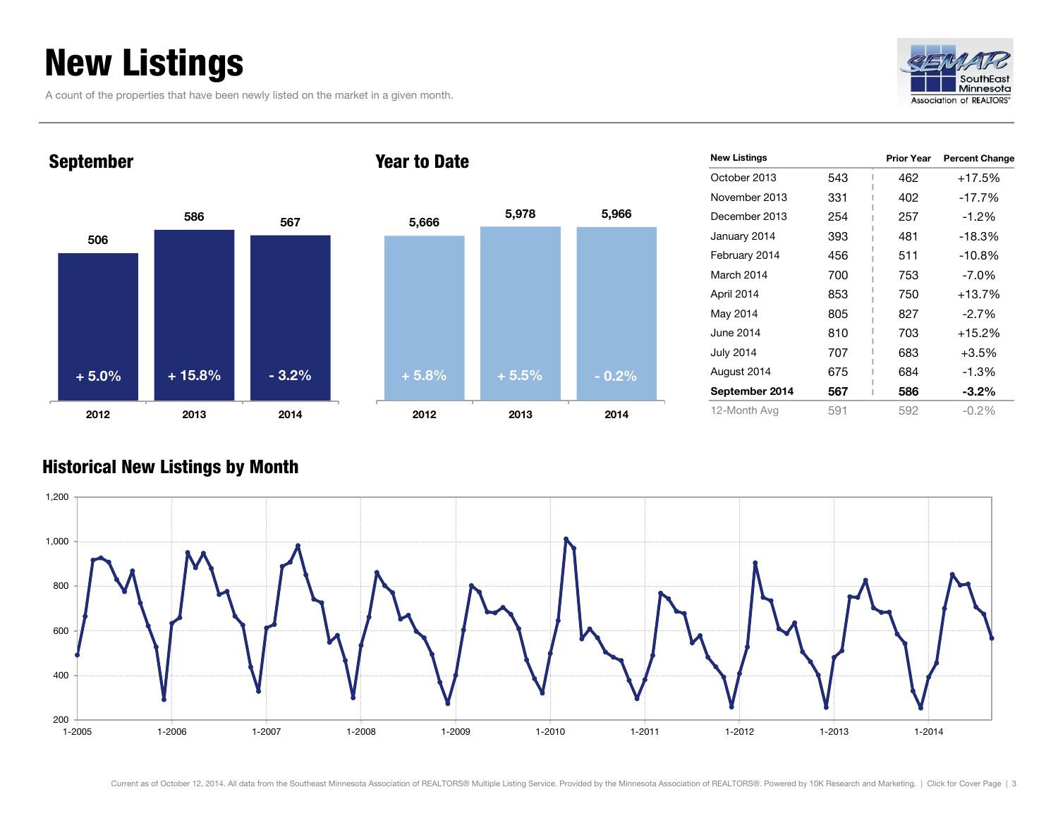# New Listings

A count of the properties that have been newly listed on the market in a given month.

## September

| | 2012 | 2013 | 2014 |
|---|---|---|---|
| New Listings | 506 | 586 | 567 |
| Change | + 5.0% | + 15.8% | - 3.2% |

## Year to Date

| | 2012 | 2013 | 2014 |
|---|---|---|---|
| New Listings | 5,666 | 5,978 | 5,966 |
| Change | + 5.8% | + 5.5% | - 0.2% |

| New Listings | | Prior Year | Percent Change |
|---|---|---|---|
| October 2013 | 543 | 462 | +17.5% |
| November 2013 | 331 | 402 | -17.7% |
| December 2013 | 254 | 257 | -1.2% |
| January 2014 | 393 | 481 | -18.3% |
| February 2014 | 456 | 511 | -10.8% |
| March 2014 | 700 | 753 | -7.0% |
| April 2014 | 853 | 750 | +13.7% |
| May 2014 | 805 | 827 | -2.7% |
| June 2014 | 810 | 703 | +15.2% |
| July 2014 | 707 | 683 | +3.5% |
| August 2014 | 675 | 684 | -1.3% |
| **September 2014** | **567** | **586** | **-3.2%** |
| 12-Month Avg | 591 | 592 | -0.2% |

## Historical New Listings by Month

Current as of October 12, 2014. All data from the Southeast Minnesota Association of REALTORS® Multiple Listing Service. Provided by the Minnesota Association of REALTORS®. Powered by 10K Research and Marketing.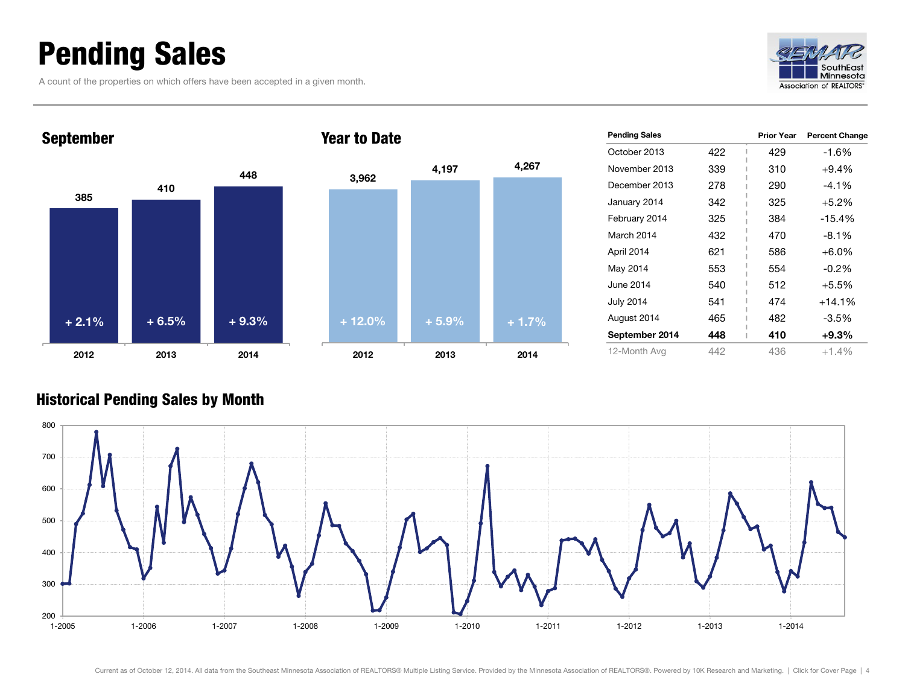# Pending Sales

A count of the properties on which offers have been accepted in a given month.

## September

| Year | Pending Sales | Change |
|---|---|---|
| 2012 | 385 | + 2.1% |
| 2013 | 410 | + 6.5% |
| 2014 | 448 | + 9.3% |

## Year to Date

| Year | Pending Sales | Change |
|---|---|---|
| 2012 | 3,962 | + 12.0% |
| 2013 | 4,197 | + 5.9% |
| 2014 | 4,267 | + 1.7% |

| Pending Sales | | Prior Year | Percent Change |
|---|---|---|---|
| October 2013 | 422 | 429 | -1.6% |
| November 2013 | 339 | 310 | +9.4% |
| December 2013 | 278 | 290 | -4.1% |
| January 2014 | 342 | 325 | +5.2% |
| February 2014 | 325 | 384 | -15.4% |
| March 2014 | 432 | 470 | -8.1% |
| April 2014 | 621 | 586 | +6.0% |
| May 2014 | 553 | 554 | -0.2% |
| June 2014 | 540 | 512 | +5.5% |
| July 2014 | 541 | 474 | +14.1% |
| August 2014 | 465 | 482 | -3.5% |
| **September 2014** | **448** | **410** | **+9.3%** |
| 12-Month Avg | 442 | 436 | +1.4% |

## Historical Pending Sales by Month

Current as of October 12, 2014. All data from the Southeast Minnesota Association of REALTORS® Multiple Listing Service. Provided by the Minnesota Association of REALTORS®. Powered by 10K Research and Marketing. | Click for Cover Page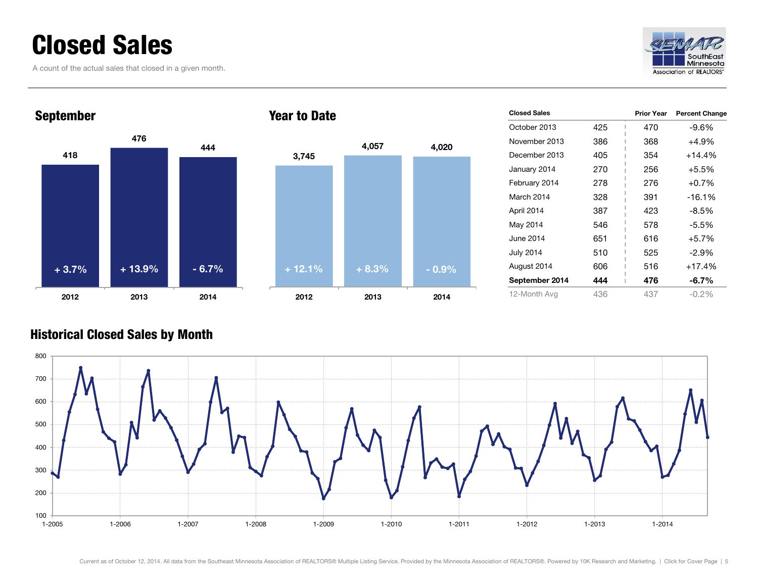# Closed Sales

A count of the actual sales that closed in a given month.

## September

| | 2012 | 2013 | 2014 |
|---|---|---|---|
| Closed Sales | 418 | 476 | 444 |
| Change | + 3.7% | + 13.9% | - 6.7% |

## Year to Date

| | 2012 | 2013 | 2014 |
|---|---|---|---|
| Closed Sales | 3,745 | 4,057 | 4,020 |
| Change | + 12.1% | + 8.3% | - 0.9% |

| Closed Sales | | Prior Year | Percent Change |
|---|---|---|---|
| October 2013 | 425 | 470 | -9.6% |
| November 2013 | 386 | 368 | +4.9% |
| December 2013 | 405 | 354 | +14.4% |
| January 2014 | 270 | 256 | +5.5% |
| February 2014 | 278 | 276 | +0.7% |
| March 2014 | 328 | 391 | -16.1% |
| April 2014 | 387 | 423 | -8.5% |
| May 2014 | 546 | 578 | -5.5% |
| June 2014 | 651 | 616 | +5.7% |
| July 2014 | 510 | 525 | -2.9% |
| August 2014 | 606 | 516 | +17.4% |
| **September 2014** | **444** | **476** | **-6.7%** |
| 12-Month Avg | 436 | 437 | -0.2% |

## Historical Closed Sales by Month

Current as of October 12, 2014. All data from the Southeast Minnesota Association of REALTORS® Multiple Listing Service. Provided by the Minnesota Association of REALTORS®. Powered by 10K Research and Marketing. | Click for Cover Page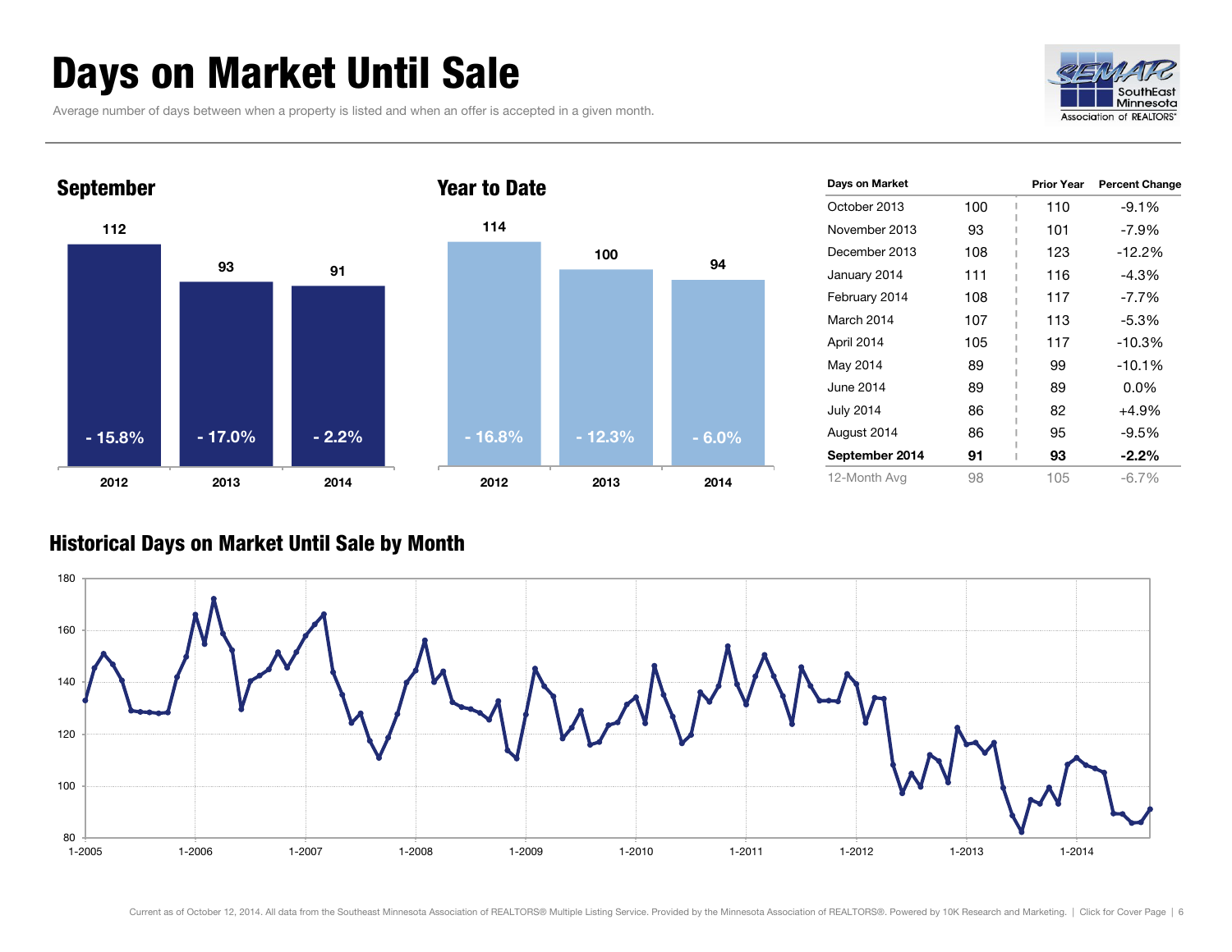# Days on Market Until Sale

Average number of days between when a property is listed and when an offer is accepted in a given month.

## September

| | 2012 | 2013 | 2014 |
|---|---|---|---|
| Days | 112 | 93 | 91 |
| Change | - 15.8% | - 17.0% | - 2.2% |

## Year to Date

| | 2012 | 2013 | 2014 |
|---|---|---|---|
| Days | 114 | 100 | 94 |
| Change | - 16.8% | - 12.3% | - 6.0% |

| Days on Market | | Prior Year | Percent Change |
|---|---|---|---|
| October 2013 | 100 | 110 | -9.1% |
| November 2013 | 93 | 101 | -7.9% |
| December 2013 | 108 | 123 | -12.2% |
| January 2014 | 111 | 116 | -4.3% |
| February 2014 | 108 | 117 | -7.7% |
| March 2014 | 107 | 113 | -5.3% |
| April 2014 | 105 | 117 | -10.3% |
| May 2014 | 89 | 99 | -10.1% |
| June 2014 | 89 | 89 | 0.0% |
| July 2014 | 86 | 82 | +4.9% |
| August 2014 | 86 | 95 | -9.5% |
| **September 2014** | **91** | **93** | **-2.2%** |
| 12-Month Avg | 98 | 105 | -6.7% |

## Historical Days on Market Until Sale by Month

Current as of October 12, 2014. All data from the Southeast Minnesota Association of REALTORS® Multiple Listing Service. Provided by the Minnesota Association of REALTORS®. Powered by 10K Research and Marketing.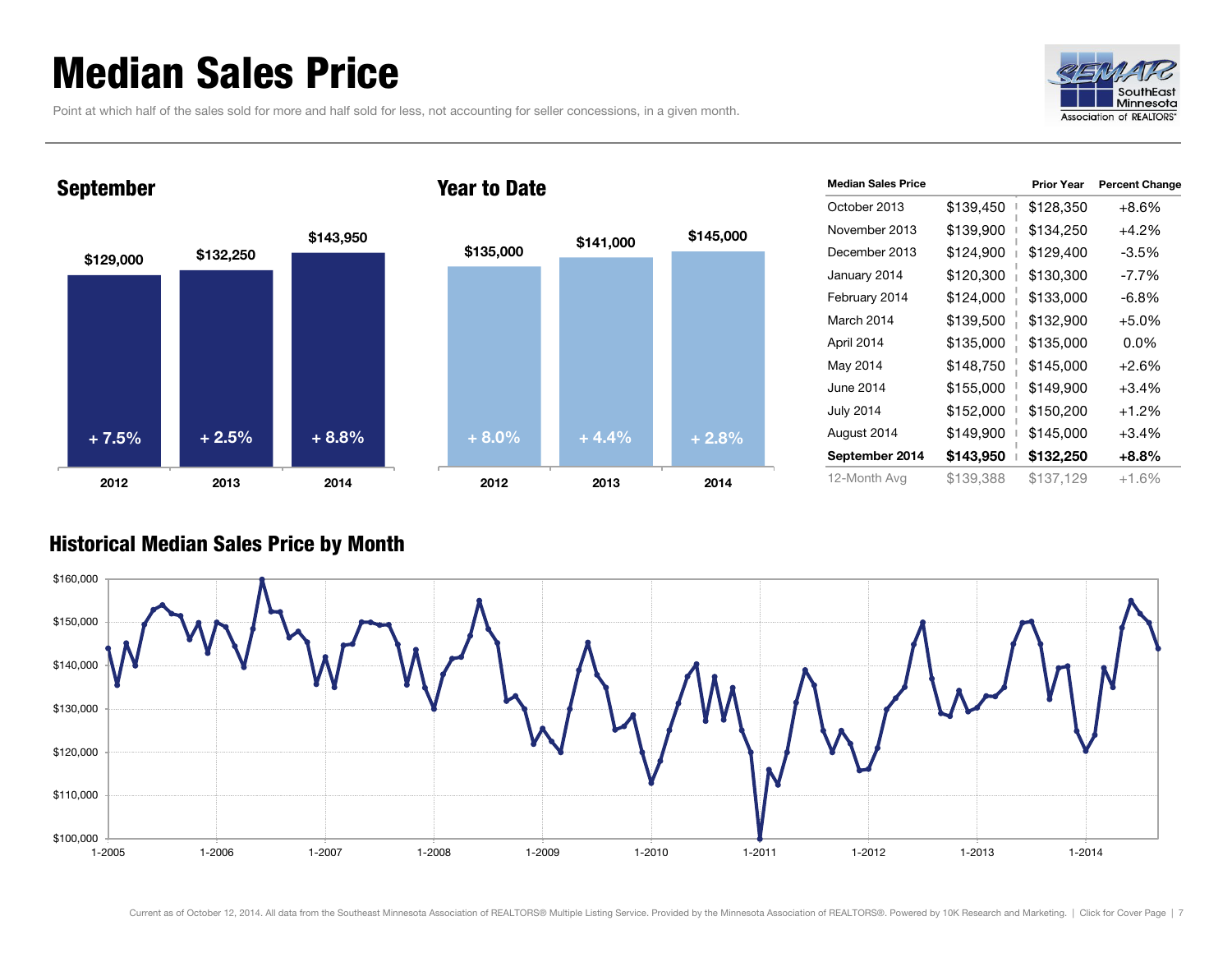# Median Sales Price

Point at which half of the sales sold for more and half sold for less, not accounting for seller concessions, in a given month.

## September

| Year | Median Sales Price | Change |
|---|---|---|
| 2012 | $129,000 | + 7.5% |
| 2013 | $132,250 | + 2.5% |
| 2014 | $143,950 | + 8.8% |

## Year to Date

| Year | Median Sales Price | Change |
|---|---|---|
| 2012 | $135,000 | + 8.0% |
| 2013 | $141,000 | + 4.4% |
| 2014 | $145,000 | + 2.8% |

| Median Sales Price | | Prior Year | Percent Change |
|---|---|---|---|
| October 2013 | $139,450 | $128,350 | +8.6% |
| November 2013 | $139,900 | $134,250 | +4.2% |
| December 2013 | $124,900 | $129,400 | -3.5% |
| January 2014 | $120,300 | $130,300 | -7.7% |
| February 2014 | $124,000 | $133,000 | -6.8% |
| March 2014 | $139,500 | $132,900 | +5.0% |
| April 2014 | $135,000 | $135,000 | 0.0% |
| May 2014 | $148,750 | $145,000 | +2.6% |
| June 2014 | $155,000 | $149,900 | +3.4% |
| July 2014 | $152,000 | $150,200 | +1.2% |
| August 2014 | $149,900 | $145,000 | +3.4% |
| **September 2014** | **$143,950** | **$132,250** | **+8.8%** |
| 12-Month Avg | $139,388 | $137,129 | +1.6% |

## Historical Median Sales Price by Month

Current as of October 12, 2014. All data from the Southeast Minnesota Association of REALTORS® Multiple Listing Service. Provided by the Minnesota Association of REALTORS®. Powered by 10K Research and Marketing. | Click for Cover Page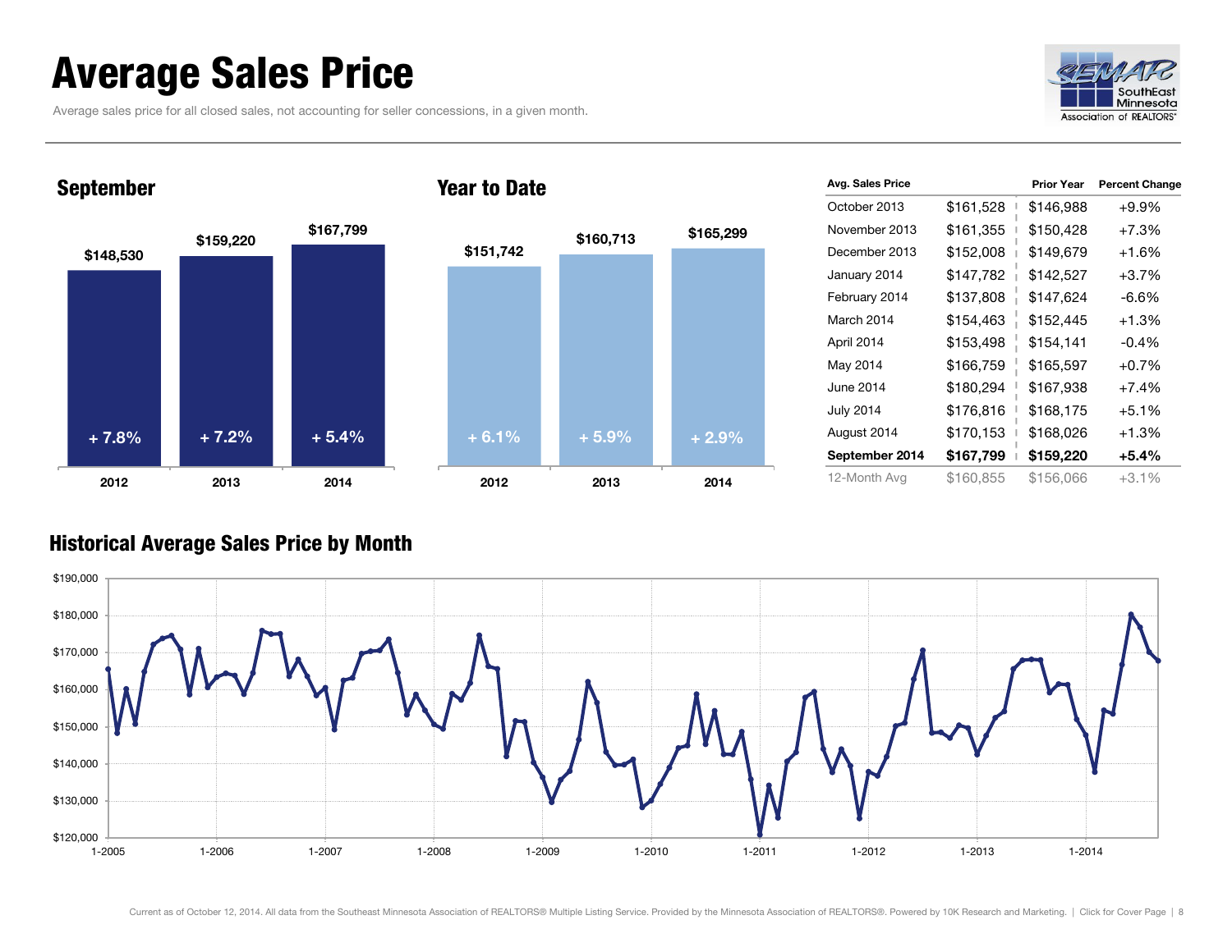# Average Sales Price

Average sales price for all closed sales, not accounting for seller concessions, in a given month.

## September

| Year | Average Sales Price | Change |
|---|---|---|
| 2012 | $148,530 | + 7.8% |
| 2013 | $159,220 | + 7.2% |
| 2014 | $167,799 | + 5.4% |

## Year to Date

| Year | Average Sales Price | Change |
|---|---|---|
| 2012 | $151,742 | + 6.1% |
| 2013 | $160,713 | + 5.9% |
| 2014 | $165,299 | + 2.9% |

| Avg. Sales Price | | Prior Year | Percent Change |
|---|---|---|---|
| October 2013 | $161,528 | $146,988 | +9.9% |
| November 2013 | $161,355 | $150,428 | +7.3% |
| December 2013 | $152,008 | $149,679 | +1.6% |
| January 2014 | $147,782 | $142,527 | +3.7% |
| February 2014 | $137,808 | $147,624 | -6.6% |
| March 2014 | $154,463 | $152,445 | +1.3% |
| April 2014 | $153,498 | $154,141 | -0.4% |
| May 2014 | $166,759 | $165,597 | +0.7% |
| June 2014 | $180,294 | $167,938 | +7.4% |
| July 2014 | $176,816 | $168,175 | +5.1% |
| August 2014 | $170,153 | $168,026 | +1.3% |
| **September 2014** | **$167,799** | **$159,220** | **+5.4%** |
| 12-Month Avg | $160,855 | $156,066 | +3.1% |

## Historical Average Sales Price by Month

Current as of October 12, 2014. All data from the Southeast Minnesota Association of REALTORS® Multiple Listing Service. Provided by the Minnesota Association of REALTORS®. Powered by 10K Research and Marketing. | Click for Cover Page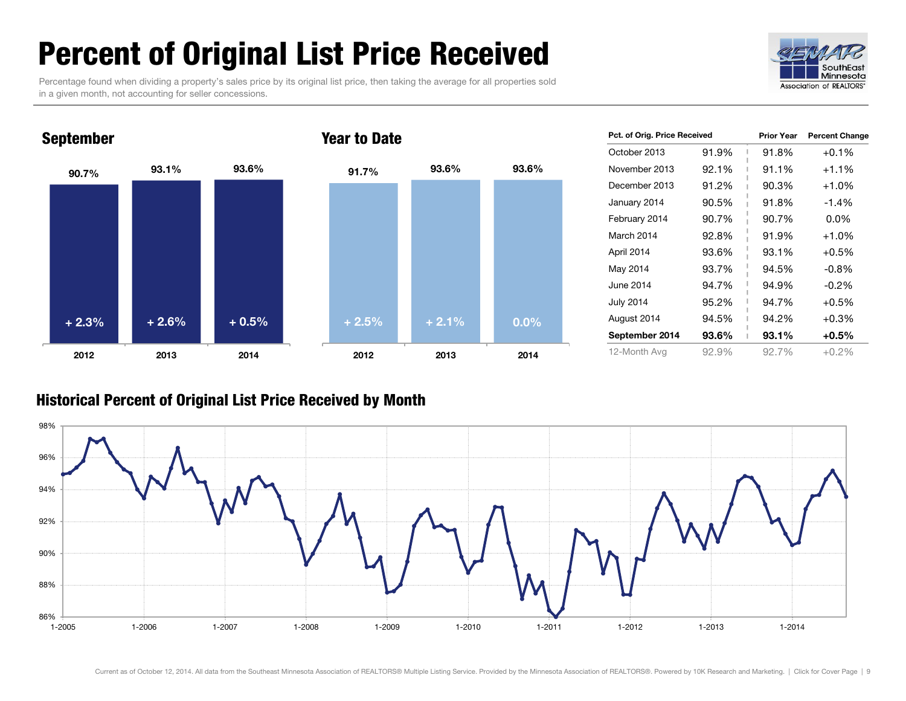# Percent of Original List Price Received

Percentage found when dividing a property's sales price by its original list price, then taking the average for all properties sold in a given month, not accounting for seller concessions.

SouthEast Minnesota Association of REALTORS®

## September

| Year | Percent | Change |
|---|---|---|
| 2012 | 90.7% | + 2.3% |
| 2013 | 93.1% | + 2.6% |
| 2014 | 93.6% | + 0.5% |

## Year to Date

| Year | Percent | Change |
|---|---|---|
| 2012 | 91.7% | + 2.5% |
| 2013 | 93.6% | + 2.1% |
| 2014 | 93.6% | 0.0% |

| Pct. of Orig. Price Received | | Prior Year | Percent Change |
|---|---|---|---|
| October 2013 | 91.9% | 91.8% | +0.1% |
| November 2013 | 92.1% | 91.1% | +1.1% |
| December 2013 | 91.2% | 90.3% | +1.0% |
| January 2014 | 90.5% | 91.8% | -1.4% |
| February 2014 | 90.7% | 90.7% | 0.0% |
| March 2014 | 92.8% | 91.9% | +1.0% |
| April 2014 | 93.6% | 93.1% | +0.5% |
| May 2014 | 93.7% | 94.5% | -0.8% |
| June 2014 | 94.7% | 94.9% | -0.2% |
| July 2014 | 95.2% | 94.7% | +0.5% |
| August 2014 | 94.5% | 94.2% | +0.3% |
| **September 2014** | **93.6%** | **93.1%** | **+0.5%** |
| 12-Month Avg | 92.9% | 92.7% | +0.2% |

## Historical Percent of Original List Price Received by Month

Current as of October 12, 2014. All data from the Southeast Minnesota Association of REALTORS® Multiple Listing Service. Provided by the Minnesota Association of REALTORS®. Powered by 10K Research and Marketing. | Click for Cover Page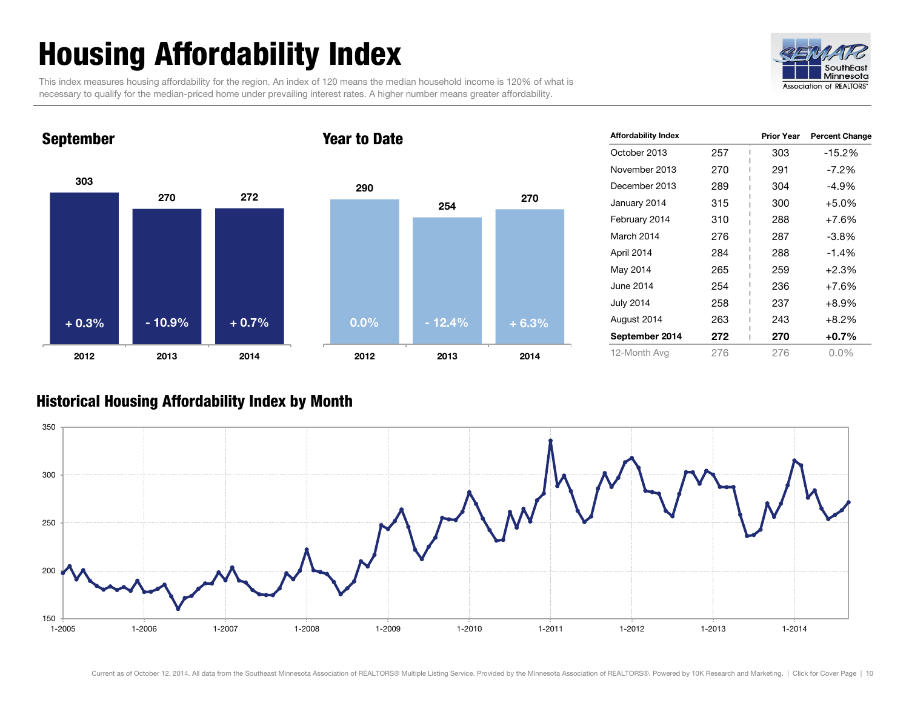# Housing Affordability Index

This index measures housing affordability for the region. An index of 120 means the median household income is 120% of what is necessary to qualify for the median-priced home under prevailing interest rates. A higher number means greater affordability.

## September

| Year | Index | Change |
|---|---|---|
| 2012 | 303 | + 0.3% |
| 2013 | 270 | - 10.9% |
| 2014 | 272 | + 0.7% |

## Year to Date

| Year | Index | Change |
|---|---|---|
| 2012 | 290 | 0.0% |
| 2013 | 254 | - 12.4% |
| 2014 | 270 | + 6.3% |

| Affordability Index | | Prior Year | Percent Change |
|---|---|---|---|
| October 2013 | 257 | 303 | -15.2% |
| November 2013 | 270 | 291 | -7.2% |
| December 2013 | 289 | 304 | -4.9% |
| January 2014 | 315 | 300 | +5.0% |
| February 2014 | 310 | 288 | +7.6% |
| March 2014 | 276 | 287 | -3.8% |
| April 2014 | 284 | 288 | -1.4% |
| May 2014 | 265 | 259 | +2.3% |
| June 2014 | 254 | 236 | +7.6% |
| July 2014 | 258 | 237 | +8.9% |
| August 2014 | 263 | 243 | +8.2% |
| **September 2014** | **272** | **270** | **+0.7%** |
| 12-Month Avg | 276 | 276 | 0.0% |

## Historical Housing Affordability Index by Month

Current as of October 12, 2014. All data from the Southeast Minnesota Association of REALTORS® Multiple Listing Service. Provided by the Minnesota Association of REALTORS®. Powered by 10K Research and Marketing. | Click for Cover Page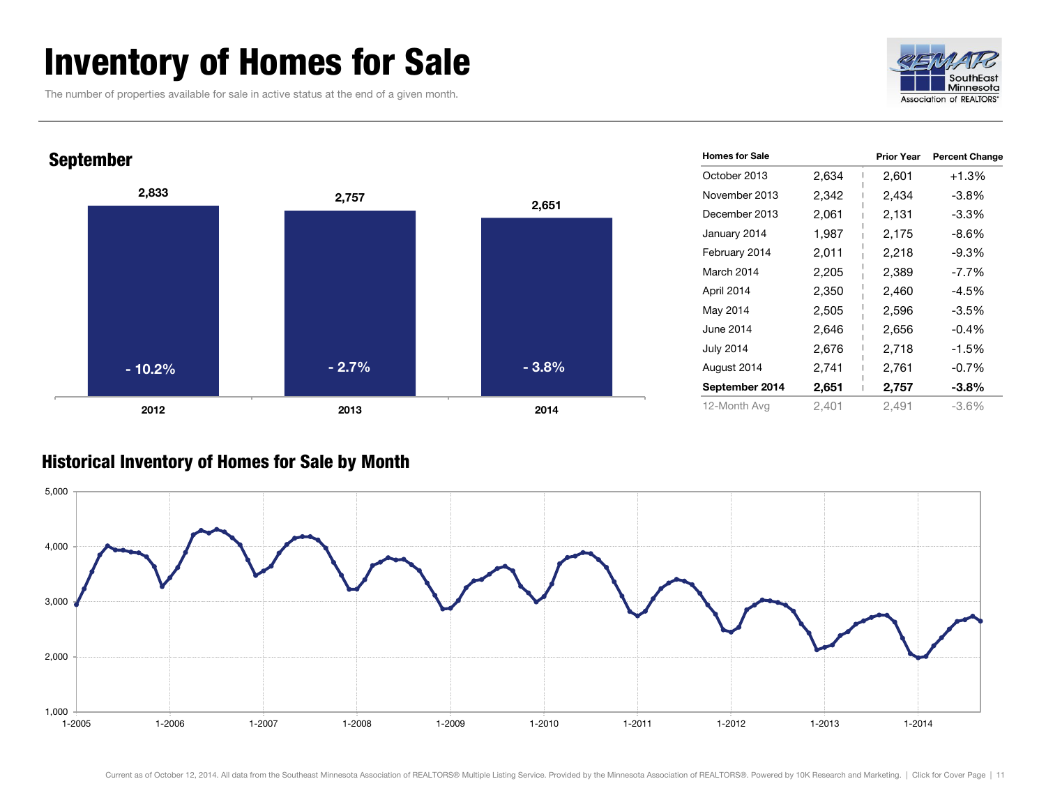# Inventory of Homes for Sale

The number of properties available for sale in active status at the end of a given month.

## September

| Year | Homes for Sale | Percent Change |
|---|---|---|
| 2012 | 2,833 | - 10.2% |
| 2013 | 2,757 | - 2.7% |
| 2014 | 2,651 | - 3.8% |

| Homes for Sale | | Prior Year | Percent Change |
|---|---|---|---|
| October 2013 | 2,634 | 2,601 | +1.3% |
| November 2013 | 2,342 | 2,434 | -3.8% |
| December 2013 | 2,061 | 2,131 | -3.3% |
| January 2014 | 1,987 | 2,175 | -8.6% |
| February 2014 | 2,011 | 2,218 | -9.3% |
| March 2014 | 2,205 | 2,389 | -7.7% |
| April 2014 | 2,350 | 2,460 | -4.5% |
| May 2014 | 2,505 | 2,596 | -3.5% |
| June 2014 | 2,646 | 2,656 | -0.4% |
| July 2014 | 2,676 | 2,718 | -1.5% |
| August 2014 | 2,741 | 2,761 | -0.7% |
| **September 2014** | **2,651** | **2,757** | **-3.8%** |
| 12-Month Avg | 2,401 | 2,491 | -3.6% |

## Historical Inventory of Homes for Sale by Month

Current as of October 12, 2014. All data from the Southeast Minnesota Association of REALTORS® Multiple Listing Service. Provided by the Minnesota Association of REALTORS®. Powered by 10K Research and Marketing. | Click for Cover Page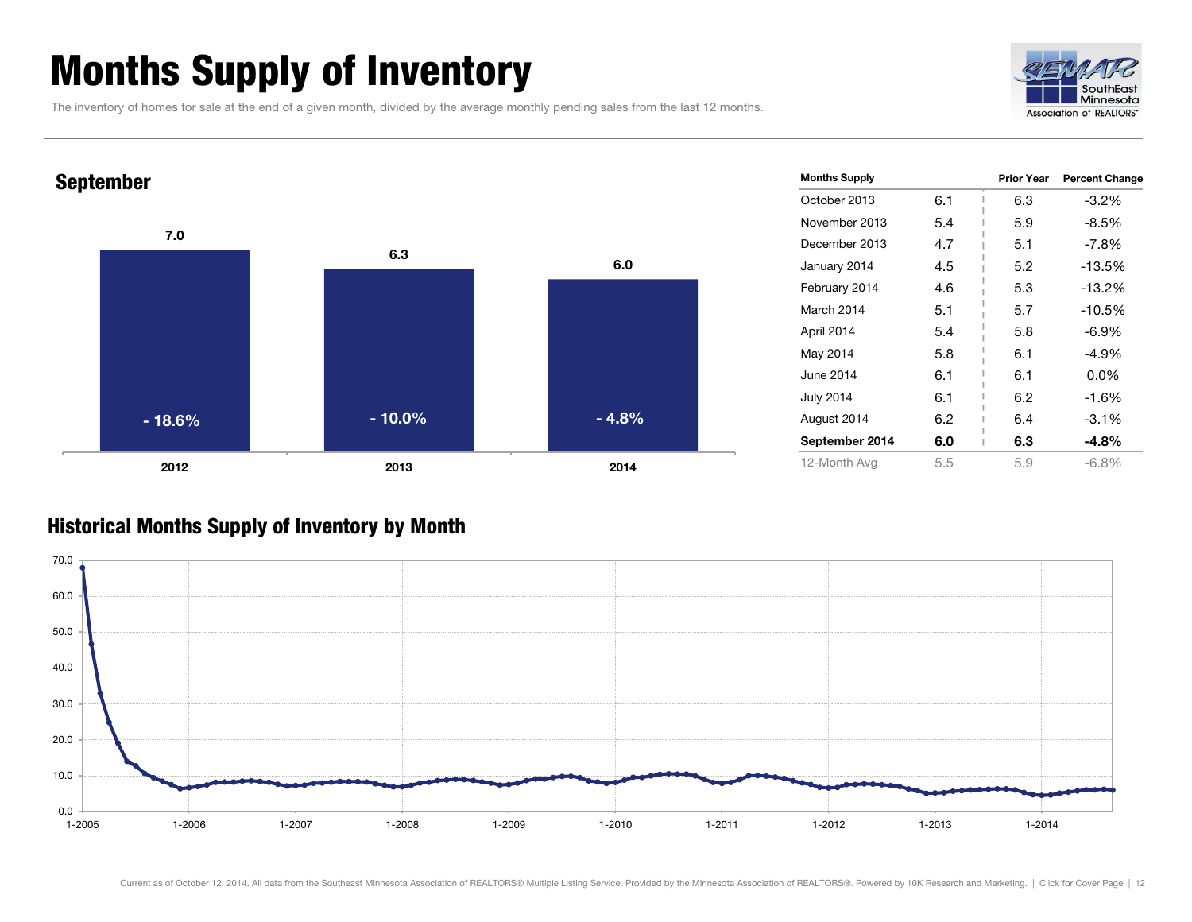# Months Supply of Inventory

The inventory of homes for sale at the end of a given month, divided by the average monthly pending sales from the last 12 months.

## September

| Year | Months Supply | Percent Change |
|---|---|---|
| 2012 | 7.0 | - 18.6% |
| 2013 | 6.3 | - 10.0% |
| 2014 | 6.0 | - 4.8% |

| Months Supply | | Prior Year | Percent Change |
|---|---|---|---|
| October 2013 | 6.1 | 6.3 | -3.2% |
| November 2013 | 5.4 | 5.9 | -8.5% |
| December 2013 | 4.7 | 5.1 | -7.8% |
| January 2014 | 4.5 | 5.2 | -13.5% |
| February 2014 | 4.6 | 5.3 | -13.2% |
| March 2014 | 5.1 | 5.7 | -10.5% |
| April 2014 | 5.4 | 5.8 | -6.9% |
| May 2014 | 5.8 | 6.1 | -4.9% |
| June 2014 | 6.1 | 6.1 | 0.0% |
| July 2014 | 6.1 | 6.2 | -1.6% |
| August 2014 | 6.2 | 6.4 | -3.1% |
| **September 2014** | **6.0** | **6.3** | **-4.8%** |
| 12-Month Avg | 5.5 | 5.9 | -6.8% |

## Historical Months Supply of Inventory by Month

Current as of October 12, 2014. All data from the Southeast Minnesota Association of REALTORS® Multiple Listing Service. Provided by the Minnesota Association of REALTORS®. Powered by 10K Research and Marketing. | Click for Cover Page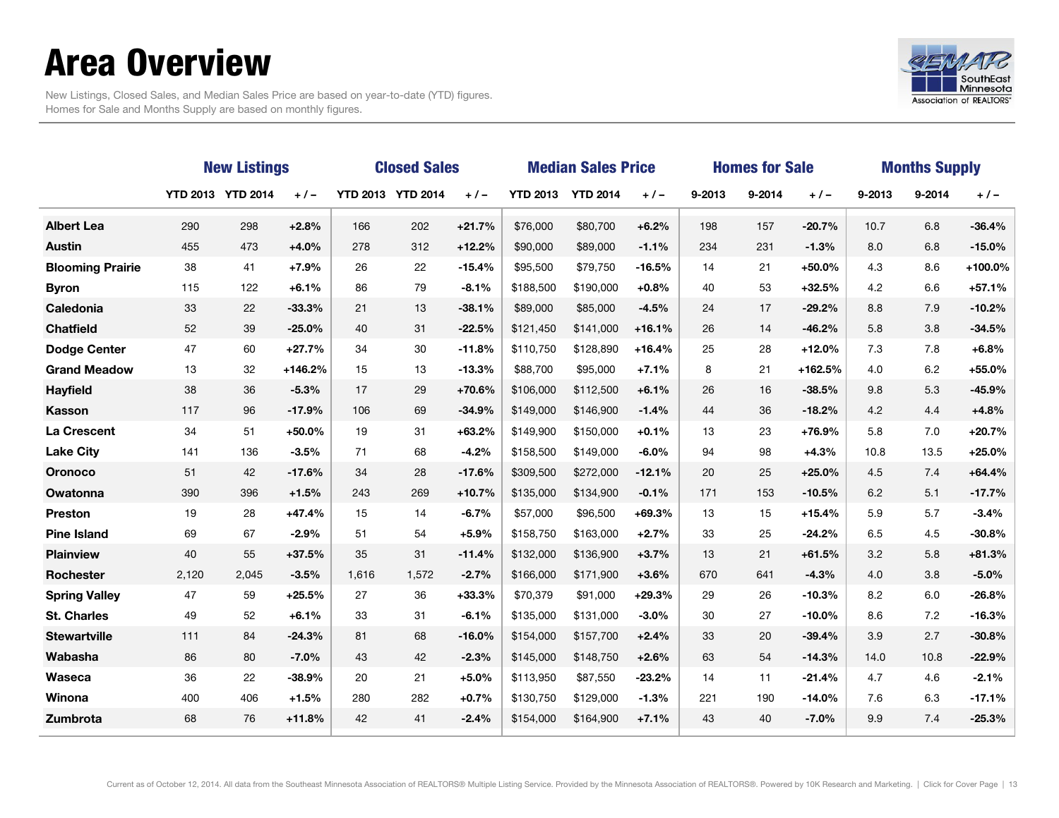# Area Overview

New Listings, Closed Sales, and Median Sales Price are based on year-to-date (YTD) figures.
Homes for Sale and Months Supply are based on monthly figures.

| | New Listings | | | Closed Sales | | | Median Sales Price | | | Homes for Sale | | | Months Supply | | |
|---|---|---|---|---|---|---|---|---|---|---|---|---|---|---|---|
| | YTD 2013 | YTD 2014 | + / – | YTD 2013 | YTD 2014 | + / – | YTD 2013 | YTD 2014 | + / – | 9-2013 | 9-2014 | + / – | 9-2013 | 9-2014 | + / – |
| **Albert Lea** | 290 | 298 | **+2.8%** | 166 | 202 | **+21.7%** | $76,000 | $80,700 | **+6.2%** | 198 | 157 | **-20.7%** | 10.7 | 6.8 | **-36.4%** |
| **Austin** | 455 | 473 | **+4.0%** | 278 | 312 | **+12.2%** | $90,000 | $89,000 | **-1.1%** | 234 | 231 | **-1.3%** | 8.0 | 6.8 | **-15.0%** |
| **Blooming Prairie** | 38 | 41 | **+7.9%** | 26 | 22 | **-15.4%** | $95,500 | $79,750 | **-16.5%** | 14 | 21 | **+50.0%** | 4.3 | 8.6 | **+100.0%** |
| **Byron** | 115 | 122 | **+6.1%** | 86 | 79 | **-8.1%** | $188,500 | $190,000 | **+0.8%** | 40 | 53 | **+32.5%** | 4.2 | 6.6 | **+57.1%** |
| **Caledonia** | 33 | 22 | **-33.3%** | 21 | 13 | **-38.1%** | $89,000 | $85,000 | **-4.5%** | 24 | 17 | **-29.2%** | 8.8 | 7.9 | **-10.2%** |
| **Chatfield** | 52 | 39 | **-25.0%** | 40 | 31 | **-22.5%** | $121,450 | $141,000 | **+16.1%** | 26 | 14 | **-46.2%** | 5.8 | 3.8 | **-34.5%** |
| **Dodge Center** | 47 | 60 | **+27.7%** | 34 | 30 | **-11.8%** | $110,750 | $128,890 | **+16.4%** | 25 | 28 | **+12.0%** | 7.3 | 7.8 | **+6.8%** |
| **Grand Meadow** | 13 | 32 | **+146.2%** | 15 | 13 | **-13.3%** | $88,700 | $95,000 | **+7.1%** | 8 | 21 | **+162.5%** | 4.0 | 6.2 | **+55.0%** |
| **Hayfield** | 38 | 36 | **-5.3%** | 17 | 29 | **+70.6%** | $106,000 | $112,500 | **+6.1%** | 26 | 16 | **-38.5%** | 9.8 | 5.3 | **-45.9%** |
| **Kasson** | 117 | 96 | **-17.9%** | 106 | 69 | **-34.9%** | $149,000 | $146,900 | **-1.4%** | 44 | 36 | **-18.2%** | 4.2 | 4.4 | **+4.8%** |
| **La Crescent** | 34 | 51 | **+50.0%** | 19 | 31 | **+63.2%** | $149,900 | $150,000 | **+0.1%** | 13 | 23 | **+76.9%** | 5.8 | 7.0 | **+20.7%** |
| **Lake City** | 141 | 136 | **-3.5%** | 71 | 68 | **-4.2%** | $158,500 | $149,000 | **-6.0%** | 94 | 98 | **+4.3%** | 10.8 | 13.5 | **+25.0%** |
| **Oronoco** | 51 | 42 | **-17.6%** | 34 | 28 | **-17.6%** | $309,500 | $272,000 | **-12.1%** | 20 | 25 | **+25.0%** | 4.5 | 7.4 | **+64.4%** |
| **Owatonna** | 390 | 396 | **+1.5%** | 243 | 269 | **+10.7%** | $135,000 | $134,900 | **-0.1%** | 171 | 153 | **-10.5%** | 6.2 | 5.1 | **-17.7%** |
| **Preston** | 19 | 28 | **+47.4%** | 15 | 14 | **-6.7%** | $57,000 | $96,500 | **+69.3%** | 13 | 15 | **+15.4%** | 5.9 | 5.7 | **-3.4%** |
| **Pine Island** | 69 | 67 | **-2.9%** | 51 | 54 | **+5.9%** | $158,750 | $163,000 | **+2.7%** | 33 | 25 | **-24.2%** | 6.5 | 4.5 | **-30.8%** |
| **Plainview** | 40 | 55 | **+37.5%** | 35 | 31 | **-11.4%** | $132,000 | $136,900 | **+3.7%** | 13 | 21 | **+61.5%** | 3.2 | 5.8 | **+81.3%** |
| **Rochester** | 2,120 | 2,045 | **-3.5%** | 1,616 | 1,572 | **-2.7%** | $166,000 | $171,900 | **+3.6%** | 670 | 641 | **-4.3%** | 4.0 | 3.8 | **-5.0%** |
| **Spring Valley** | 47 | 59 | **+25.5%** | 27 | 36 | **+33.3%** | $70,379 | $91,000 | **+29.3%** | 29 | 26 | **-10.3%** | 8.2 | 6.0 | **-26.8%** |
| **St. Charles** | 49 | 52 | **+6.1%** | 33 | 31 | **-6.1%** | $135,000 | $131,000 | **-3.0%** | 30 | 27 | **-10.0%** | 8.6 | 7.2 | **-16.3%** |
| **Stewartville** | 111 | 84 | **-24.3%** | 81 | 68 | **-16.0%** | $154,000 | $157,700 | **+2.4%** | 33 | 20 | **-39.4%** | 3.9 | 2.7 | **-30.8%** |
| **Wabasha** | 86 | 80 | **-7.0%** | 43 | 42 | **-2.3%** | $145,000 | $148,750 | **+2.6%** | 63 | 54 | **-14.3%** | 14.0 | 10.8 | **-22.9%** |
| **Waseca** | 36 | 22 | **-38.9%** | 20 | 21 | **+5.0%** | $113,950 | $87,550 | **-23.2%** | 14 | 11 | **-21.4%** | 4.7 | 4.6 | **-2.1%** |
| **Winona** | 400 | 406 | **+1.5%** | 280 | 282 | **+0.7%** | $130,750 | $129,000 | **-1.3%** | 221 | 190 | **-14.0%** | 7.6 | 6.3 | **-17.1%** |
| **Zumbrota** | 68 | 76 | **+11.8%** | 42 | 41 | **-2.4%** | $154,000 | $164,900 | **+7.1%** | 43 | 40 | **-7.0%** | 9.9 | 7.4 | **-25.3%** |

Current as of October 12, 2014. All data from the Southeast Minnesota Association of REALTORS® Multiple Listing Service. Provided by the Minnesota Association of REALTORS®. Powered by 10K Research and Marketing. | Click for Cover Page